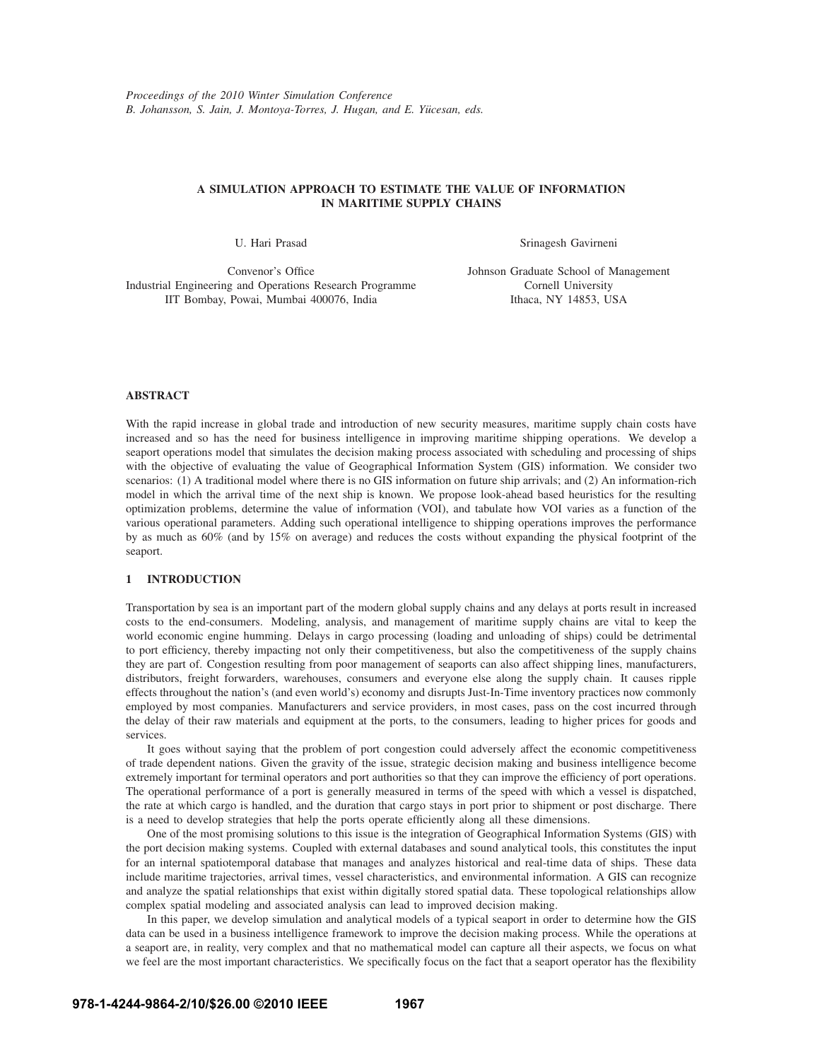*Proceedings of the 2010 Winter Simulation Conference*
*B. Johansson, S. Jain, J. Montoya-Torres, J. Hugan, and E. Yücesan, eds.*

# A SIMULATION APPROACH TO ESTIMATE THE VALUE OF INFORMATION IN MARITIME SUPPLY CHAINS

U. Hari Prasad

Convenor's Office
Industrial Engineering and Operations Research Programme
IIT Bombay, Powai, Mumbai 400076, India

Srinagesh Gavirneni

Johnson Graduate School of Management
Cornell University
Ithaca, NY 14853, USA

## ABSTRACT

With the rapid increase in global trade and introduction of new security measures, maritime supply chain costs have increased and so has the need for business intelligence in improving maritime shipping operations. We develop a seaport operations model that simulates the decision making process associated with scheduling and processing of ships with the objective of evaluating the value of Geographical Information System (GIS) information. We consider two scenarios: (1) A traditional model where there is no GIS information on future ship arrivals; and (2) An information-rich model in which the arrival time of the next ship is known. We propose look-ahead based heuristics for the resulting optimization problems, determine the value of information (VOI), and tabulate how VOI varies as a function of the various operational parameters. Adding such operational intelligence to shipping operations improves the performance by as much as 60% (and by 15% on average) and reduces the costs without expanding the physical footprint of the seaport.

## 1 INTRODUCTION

Transportation by sea is an important part of the modern global supply chains and any delays at ports result in increased costs to the end-consumers. Modeling, analysis, and management of maritime supply chains are vital to keep the world economic engine humming. Delays in cargo processing (loading and unloading of ships) could be detrimental to port efficiency, thereby impacting not only their competitiveness, but also the competitiveness of the supply chains they are part of. Congestion resulting from poor management of seaports can also affect shipping lines, manufacturers, distributors, freight forwarders, warehouses, consumers and everyone else along the supply chain. It causes ripple effects throughout the nation's (and even world's) economy and disrupts Just-In-Time inventory practices now commonly employed by most companies. Manufacturers and service providers, in most cases, pass on the cost incurred through the delay of their raw materials and equipment at the ports, to the consumers, leading to higher prices for goods and services.

It goes without saying that the problem of port congestion could adversely affect the economic competitiveness of trade dependent nations. Given the gravity of the issue, strategic decision making and business intelligence become extremely important for terminal operators and port authorities so that they can improve the efficiency of port operations. The operational performance of a port is generally measured in terms of the speed with which a vessel is dispatched, the rate at which cargo is handled, and the duration that cargo stays in port prior to shipment or post discharge. There is a need to develop strategies that help the ports operate efficiently along all these dimensions.

One of the most promising solutions to this issue is the integration of Geographical Information Systems (GIS) with the port decision making systems. Coupled with external databases and sound analytical tools, this constitutes the input for an internal spatiotemporal database that manages and analyzes historical and real-time data of ships. These data include maritime trajectories, arrival times, vessel characteristics, and environmental information. A GIS can recognize and analyze the spatial relationships that exist within digitally stored spatial data. These topological relationships allow complex spatial modeling and associated analysis can lead to improved decision making.

In this paper, we develop simulation and analytical models of a typical seaport in order to determine how the GIS data can be used in a business intelligence framework to improve the decision making process. While the operations at a seaport are, in reality, very complex and that no mathematical model can capture all their aspects, we focus on what we feel are the most important characteristics. We specifically focus on the fact that a seaport operator has the flexibility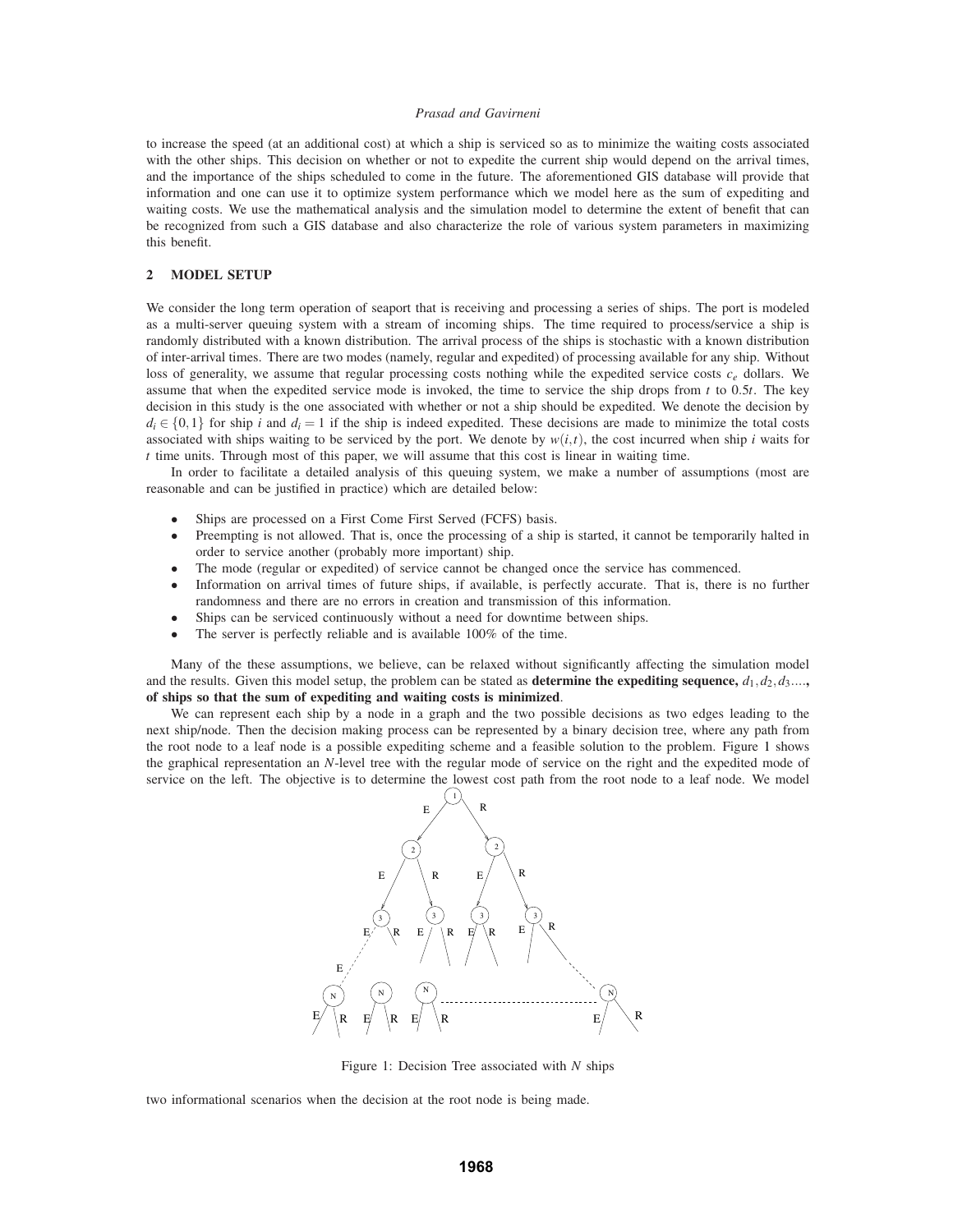to increase the speed (at an additional cost) at which a ship is serviced so as to minimize the waiting costs associated with the other ships. This decision on whether or not to expedite the current ship would depend on the arrival times, and the importance of the ships scheduled to come in the future. The aforementioned GIS database will provide that information and one can use it to optimize system performance which we model here as the sum of expediting and waiting costs. We use the mathematical analysis and the simulation model to determine the extent of benefit that can be recognized from such a GIS database and also characterize the role of various system parameters in maximizing this benefit.

## 2 MODEL SETUP

We consider the long term operation of seaport that is receiving and processing a series of ships. The port is modeled as a multi-server queuing system with a stream of incoming ships. The time required to process/service a ship is randomly distributed with a known distribution. The arrival process of the ships is stochastic with a known distribution of inter-arrival times. There are two modes (namely, regular and expedited) of processing available for any ship. Without loss of generality, we assume that regular processing costs nothing while the expedited service costs $c_e$ dollars. We assume that when the expedited service mode is invoked, the time to service the ship drops from $t$ to $0.5t$. The key decision in this study is the one associated with whether or not a ship should be expedited. We denote the decision by $d_i \in \{0,1\}$ for ship $i$ and $d_i = 1$ if the ship is indeed expedited. These decisions are made to minimize the total costs associated with ships waiting to be serviced by the port. We denote by $w(i,t)$, the cost incurred when ship $i$ waits for $t$ time units. Through most of this paper, we will assume that this cost is linear in waiting time.

In order to facilitate a detailed analysis of this queuing system, we make a number of assumptions (most are reasonable and can be justified in practice) which are detailed below:

- Ships are processed on a First Come First Served (FCFS) basis.
- Preempting is not allowed. That is, once the processing of a ship is started, it cannot be temporarily halted in order to service another (probably more important) ship.
- The mode (regular or expedited) of service cannot be changed once the service has commenced.
- Information on arrival times of future ships, if available, is perfectly accurate. That is, there is no further randomness and there are no errors in creation and transmission of this information.
- Ships can be serviced continuously without a need for downtime between ships.
- The server is perfectly reliable and is available 100% of the time.

Many of the these assumptions, we believe, can be relaxed without significantly affecting the simulation model and the results. Given this model setup, the problem can be stated as **determine the expediting sequence, $d_1, d_2, d_3 \ldots$, of ships so that the sum of expediting and waiting costs is minimized**.

We can represent each ship by a node in a graph and the two possible decisions as two edges leading to the next ship/node. Then the decision making process can be represented by a binary decision tree, where any path from the root node to a leaf node is a possible expediting scheme and a feasible solution to the problem. Figure 1 shows the graphical representation an $N$-level tree with the regular mode of service on the right and the expedited mode of service on the left. The objective is to determine the lowest cost path from the root node to a leaf node. We model two informational scenarios when the decision at the root node is being made.

Figure 1: Decision Tree associated with $N$ ships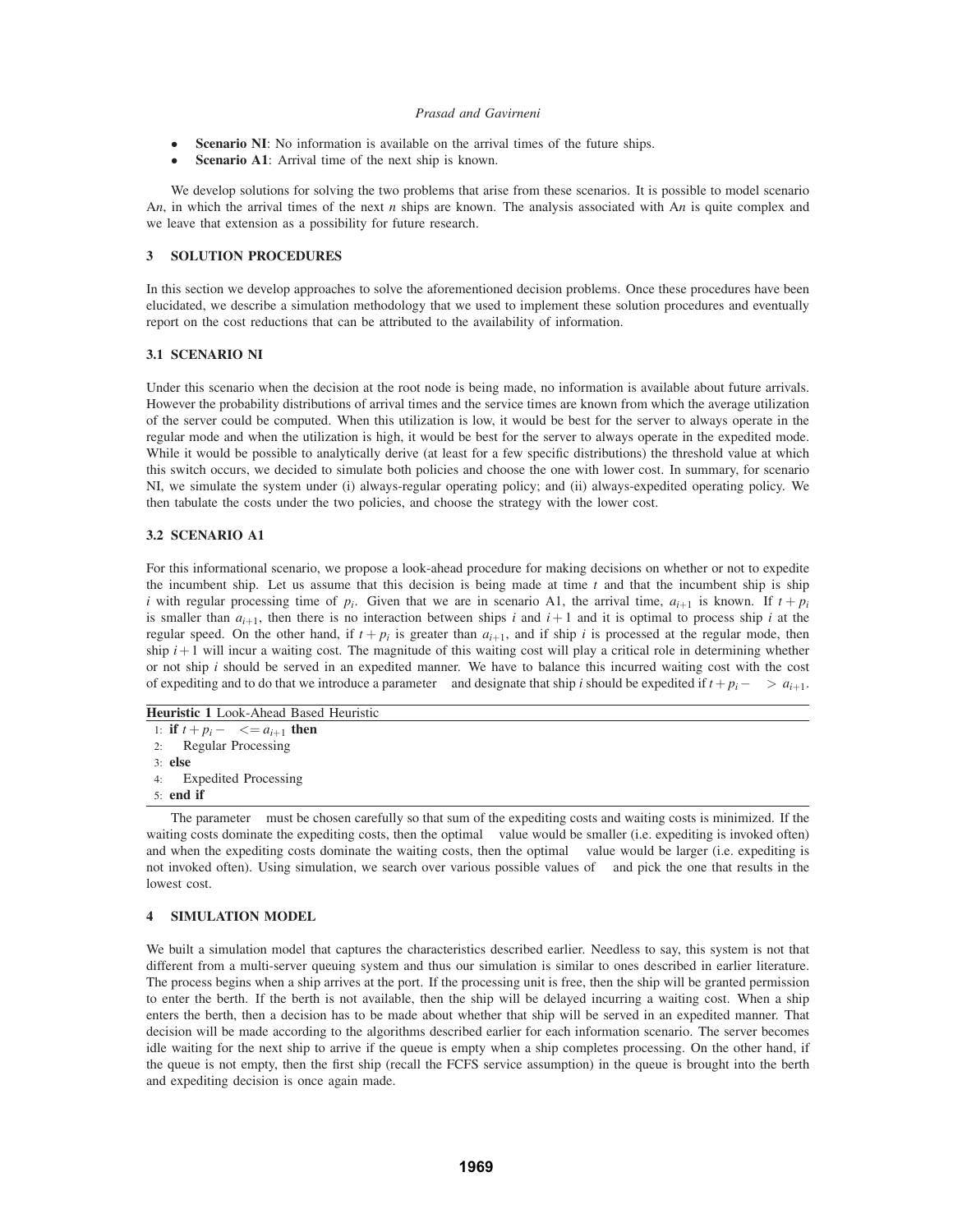- **Scenario NI**: No information is available on the arrival times of the future ships.
- **Scenario A1**: Arrival time of the next ship is known.

We develop solutions for solving the two problems that arise from these scenarios. It is possible to model scenario A*n*, in which the arrival times of the next *n* ships are known. The analysis associated with A*n* is quite complex and we leave that extension as a possibility for future research.

## 3 SOLUTION PROCEDURES

In this section we develop approaches to solve the aforementioned decision problems. Once these procedures have been elucidated, we describe a simulation methodology that we used to implement these solution procedures and eventually report on the cost reductions that can be attributed to the availability of information.

### 3.1 SCENARIO NI

Under this scenario when the decision at the root node is being made, no information is available about future arrivals. However the probability distributions of arrival times and the service times are known from which the average utilization of the server could be computed. When this utilization is low, it would be best for the server to always operate in the regular mode and when the utilization is high, it would be best for the server to always operate in the expedited mode. While it would be possible to analytically derive (at least for a few specific distributions) the threshold value at which this switch occurs, we decided to simulate both policies and choose the one with lower cost. In summary, for scenario NI, we simulate the system under (i) always-regular operating policy; and (ii) always-expedited operating policy. We then tabulate the costs under the two policies, and choose the strategy with the lower cost.

### 3.2 SCENARIO A1

For this informational scenario, we propose a look-ahead procedure for making decisions on whether or not to expedite the incumbent ship. Let us assume that this decision is being made at time $t$ and that the incumbent ship is ship $i$ with regular processing time of $p_i$. Given that we are in scenario A1, the arrival time, $a_{i+1}$ is known. If $t + p_i$ is smaller than $a_{i+1}$, then there is no interaction between ships $i$ and $i+1$ and it is optimal to process ship $i$ at the regular speed. On the other hand, if $t + p_i$ is greater than $a_{i+1}$, and if ship $i$ is processed at the regular mode, then ship $i+1$ will incur a waiting cost. The magnitude of this waiting cost will play a critical role in determining whether or not ship $i$ should be served in an expedited manner. We have to balance this incurred waiting cost with the cost of expediting and to do that we introduce a parameter  and designate that ship $i$ should be expedited if $t + p_i - \;\; > a_{i+1}$.

**Heuristic 1** Look-Ahead Based Heuristic

1: **if** $t + p_i - \;\; <= a_{i+1}$ **then**
2: Regular Processing
3: **else**
4: Expedited Processing
5: **end if**

The parameter  must be chosen carefully so that sum of the expediting costs and waiting costs is minimized. If the waiting costs dominate the expediting costs, then the optimal  value would be smaller (i.e. expediting is invoked often) and when the expediting costs dominate the waiting costs, then the optimal  value would be larger (i.e. expediting is not invoked often). Using simulation, we search over various possible values of  and pick the one that results in the lowest cost.

## 4 SIMULATION MODEL

We built a simulation model that captures the characteristics described earlier. Needless to say, this system is not that different from a multi-server queuing system and thus our simulation is similar to ones described in earlier literature. The process begins when a ship arrives at the port. If the processing unit is free, then the ship will be granted permission to enter the berth. If the berth is not available, then the ship will be delayed incurring a waiting cost. When a ship enters the berth, then a decision has to be made about whether that ship will be served in an expedited manner. That decision will be made according to the algorithms described earlier for each information scenario. The server becomes idle waiting for the next ship to arrive if the queue is empty when a ship completes processing. On the other hand, if the queue is not empty, then the first ship (recall the FCFS service assumption) in the queue is brought into the berth and expediting decision is once again made.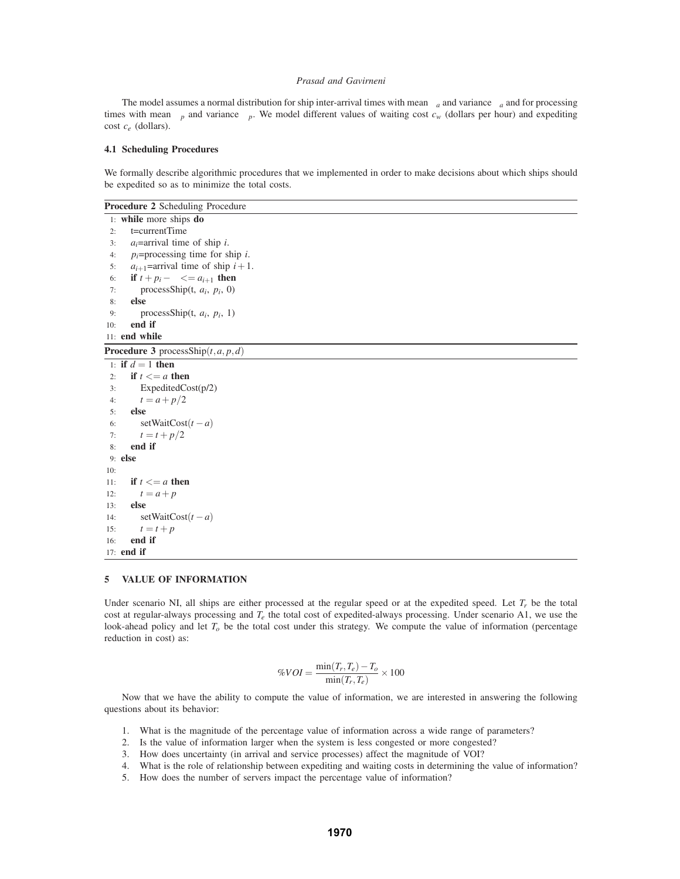The model assumes a normal distribution for ship inter-arrival times with mean $\mu_a$ and variance $\sigma_a$ and for processing times with mean $\mu_p$ and variance $\sigma_p$. We model different values of waiting cost $c_w$ (dollars per hour) and expediting cost $c_e$ (dollars).

### 4.1 Scheduling Procedures

We formally describe algorithmic procedures that we implemented in order to make decisions about which ships should be expedited so as to minimize the total costs.

**Procedure 2** Scheduling Procedure

```
1:  while more ships do
2:      t=currentTime
3:      a_i=arrival time of ship i.
4:      p_i=processing time for ship i.
5:      a_{i+1}=arrival time of ship i+1.
6:      if t + p_i − δ <= a_{i+1} then
7:          processShip(t, a_i, p_i, 0)
8:      else
9:          processShip(t, a_i, p_i, 1)
10:     end if
11: end while
```

**Procedure 3** processShip$(t,a,p,d)$

```
1:  if d = 1 then
2:      if t <= a then
3:          ExpeditedCost(p/2)
4:          t = a + p/2
5:      else
6:          setWaitCost(t − a)
7:          t = t + p/2
8:      end if
9:  else
10:
11:     if t <= a then
12:         t = a + p
13:     else
14:         setWaitCost(t − a)
15:         t = t + p
16:     end if
17: end if
```

## 5 VALUE OF INFORMATION

Under scenario NI, all ships are either processed at the regular speed or at the expedited speed. Let $T_r$ be the total cost at regular-always processing and $T_e$ the total cost of expedited-always processing. Under scenario A1, we use the look-ahead policy and let $T_o$ be the total cost under this strategy. We compute the value of information (percentage reduction in cost) as:

$$\%VOI = \frac{\min(T_r, T_e) - T_o}{\min(T_r, T_e)} \times 100$$

Now that we have the ability to compute the value of information, we are interested in answering the following questions about its behavior:

1. What is the magnitude of the percentage value of information across a wide range of parameters?
2. Is the value of information larger when the system is less congested or more congested?
3. How does uncertainty (in arrival and service processes) affect the magnitude of VOI?
4. What is the role of relationship between expediting and waiting costs in determining the value of information?
5. How does the number of servers impact the percentage value of information?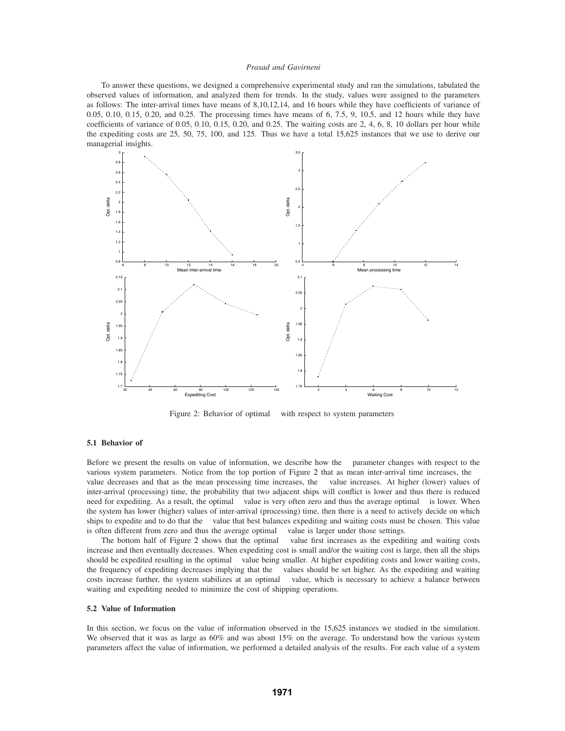To answer these questions, we designed a comprehensive experimental study and ran the simulations, tabulated the observed values of information, and analyzed them for trends. In the study, values were assigned to the parameters as follows: The inter-arrival times have means of 8,10,12,14, and 16 hours while they have coefficients of variance of 0.05, 0.10, 0.15, 0.20, and 0.25. The processing times have means of 6, 7.5, 9, 10.5, and 12 hours while they have coefficients of variance of 0.05, 0.10, 0.15, 0.20, and 0.25. The waiting costs are 2, 4, 6, 8, 10 dollars per hour while the expediting costs are 25, 50, 75, 100, and 125. Thus we have a total 15,625 instances that we use to derive our managerial insights.

Figure 2: Behavior of optimal with respect to system parameters

### 5.1 Behavior of

Before we present the results on value of information, we describe how the parameter changes with respect to the various system parameters. Notice from the top portion of Figure 2 that as mean inter-arrival time increases, the value decreases and that as the mean processing time increases, the value increases. At higher (lower) values of inter-arrival (processing) time, the probability that two adjacent ships will conflict is lower and thus there is reduced need for expediting. As a result, the optimal value is very often zero and thus the average optimal is lower. When the system has lower (higher) values of inter-arrival (processing) time, then there is a need to actively decide on which ships to expedite and to do that the value that best balances expediting and waiting costs must be chosen. This value is often different from zero and thus the average optimal value is larger under those settings.

The bottom half of Figure 2 shows that the optimal value first increases as the expediting and waiting costs increase and then eventually decreases. When expediting cost is small and/or the waiting cost is large, then all the ships should be expedited resulting in the optimal value being smaller. At higher expediting costs and lower waiting costs, the frequency of expediting decreases implying that the values should be set higher. As the expediting and waiting costs increase further, the system stabilizes at an optimal value, which is necessary to achieve a balance between waiting and expediting needed to minimize the cost of shipping operations.

### 5.2 Value of Information

In this section, we focus on the value of information observed in the 15,625 instances we studied in the simulation. We observed that it was as large as 60% and was about 15% on the average. To understand how the various system parameters affect the value of information, we performed a detailed analysis of the results. For each value of a system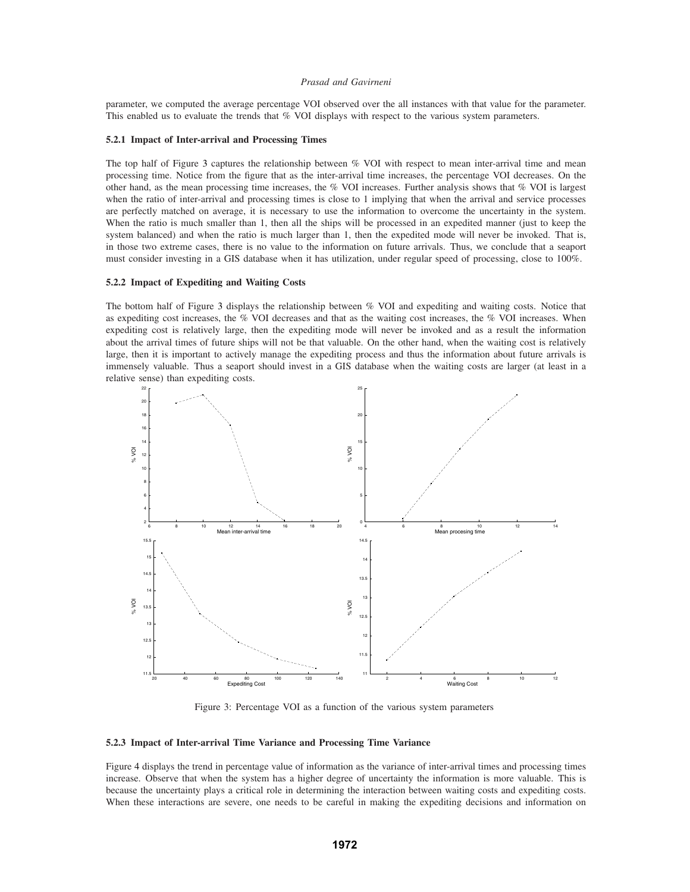parameter, we computed the average percentage VOI observed over the all instances with that value for the parameter. This enabled us to evaluate the trends that % VOI displays with respect to the various system parameters.

### 5.2.1 Impact of Inter-arrival and Processing Times

The top half of Figure 3 captures the relationship between % VOI with respect to mean inter-arrival time and mean processing time. Notice from the figure that as the inter-arrival time increases, the percentage VOI decreases. On the other hand, as the mean processing time increases, the % VOI increases. Further analysis shows that % VOI is largest when the ratio of inter-arrival and processing times is close to 1 implying that when the arrival and service processes are perfectly matched on average, it is necessary to use the information to overcome the uncertainty in the system. When the ratio is much smaller than 1, then all the ships will be processed in an expedited manner (just to keep the system balanced) and when the ratio is much larger than 1, then the expedited mode will never be invoked. That is, in those two extreme cases, there is no value to the information on future arrivals. Thus, we conclude that a seaport must consider investing in a GIS database when it has utilization, under regular speed of processing, close to 100%.

### 5.2.2 Impact of Expediting and Waiting Costs

The bottom half of Figure 3 displays the relationship between % VOI and expediting and waiting costs. Notice that as expediting cost increases, the % VOI decreases and that as the waiting cost increases, the % VOI increases. When expediting cost is relatively large, then the expediting mode will never be invoked and as a result the information about the arrival times of future ships will not be that valuable. On the other hand, when the waiting cost is relatively large, then it is important to actively manage the expediting process and thus the information about future arrivals is immensely valuable. Thus a seaport should invest in a GIS database when the waiting costs are larger (at least in a relative sense) than expediting costs.

Figure 3: Percentage VOI as a function of the various system parameters

### 5.2.3 Impact of Inter-arrival Time Variance and Processing Time Variance

Figure 4 displays the trend in percentage value of information as the variance of inter-arrival times and processing times increase. Observe that when the system has a higher degree of uncertainty the information is more valuable. This is because the uncertainty plays a critical role in determining the interaction between waiting costs and expediting costs. When these interactions are severe, one needs to be careful in making the expediting decisions and information on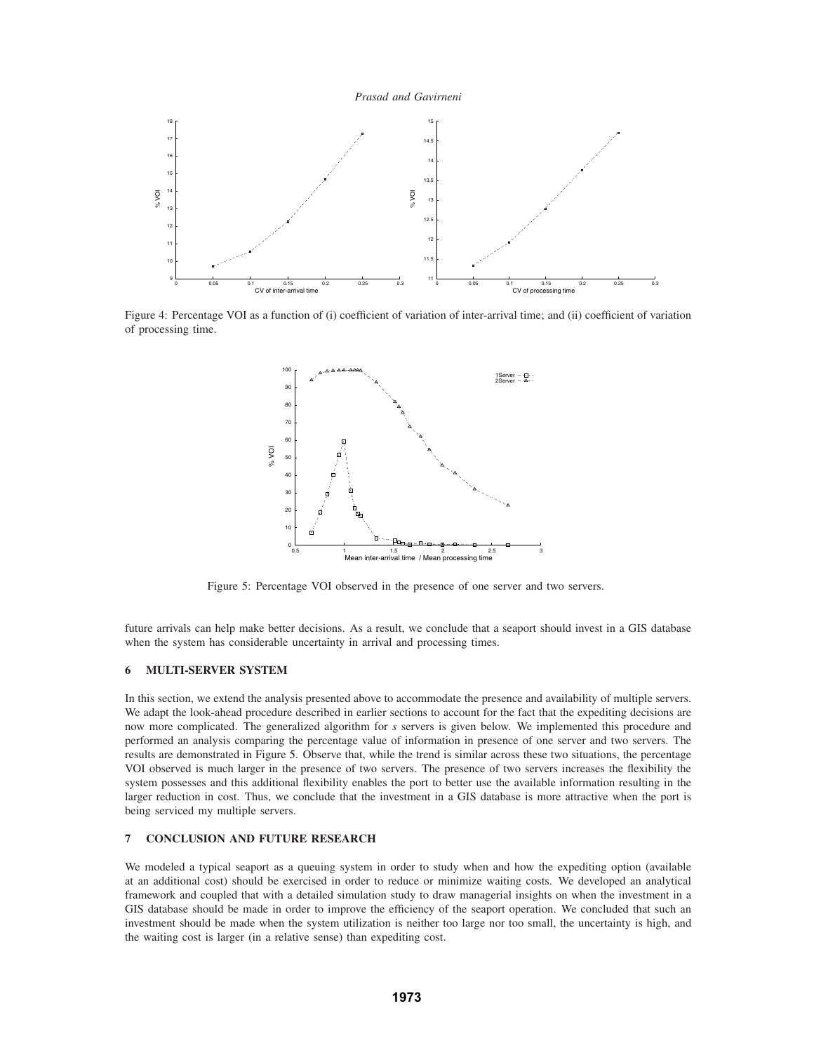18
17
16
15
14
13
12
11
10
9
% VOI
0 0.05 0.1 0.15 0.2 0.25 0.3
CV of inter-arrival time

15
14.5
14
13.5
13
12.5
12
11.5
11
% VOI
0 0.05 0.1 0.15 0.2 0.25 0.3
CV of processing time

Figure 4: Percentage VOI as a function of (i) coefficient of variation of inter-arrival time; and (ii) coefficient of variation of processing time.

100
90
80
70
60
50
40
30
20
10
0
% VOI
0.5 1 1.5 2 2.5 3
Mean inter-arrival time / Mean processing time
1Server
2Server

Figure 5: Percentage VOI observed in the presence of one server and two servers.

future arrivals can help make better decisions. As a result, we conclude that a seaport should invest in a GIS database when the system has considerable uncertainty in arrival and processing times.

## 6 MULTI-SERVER SYSTEM

In this section, we extend the analysis presented above to accommodate the presence and availability of multiple servers. We adapt the look-ahead procedure described in earlier sections to account for the fact that the expediting decisions are now more complicated. The generalized algorithm for *s* servers is given below. We implemented this procedure and performed an analysis comparing the percentage value of information in presence of one server and two servers. The results are demonstrated in Figure 5. Observe that, while the trend is similar across these two situations, the percentage VOI observed is much larger in the presence of two servers. The presence of two servers increases the flexibility the system possesses and this additional flexibility enables the port to better use the available information resulting in the larger reduction in cost. Thus, we conclude that the investment in a GIS database is more attractive when the port is being serviced my multiple servers.

## 7 CONCLUSION AND FUTURE RESEARCH

We modeled a typical seaport as a queuing system in order to study when and how the expediting option (available at an additional cost) should be exercised in order to reduce or minimize waiting costs. We developed an analytical framework and coupled that with a detailed simulation study to draw managerial insights on when the investment in a GIS database should be made in order to improve the efficiency of the seaport operation. We concluded that such an investment should be made when the system utilization is neither too large nor too small, the uncertainty is high, and the waiting cost is larger (in a relative sense) than expediting cost.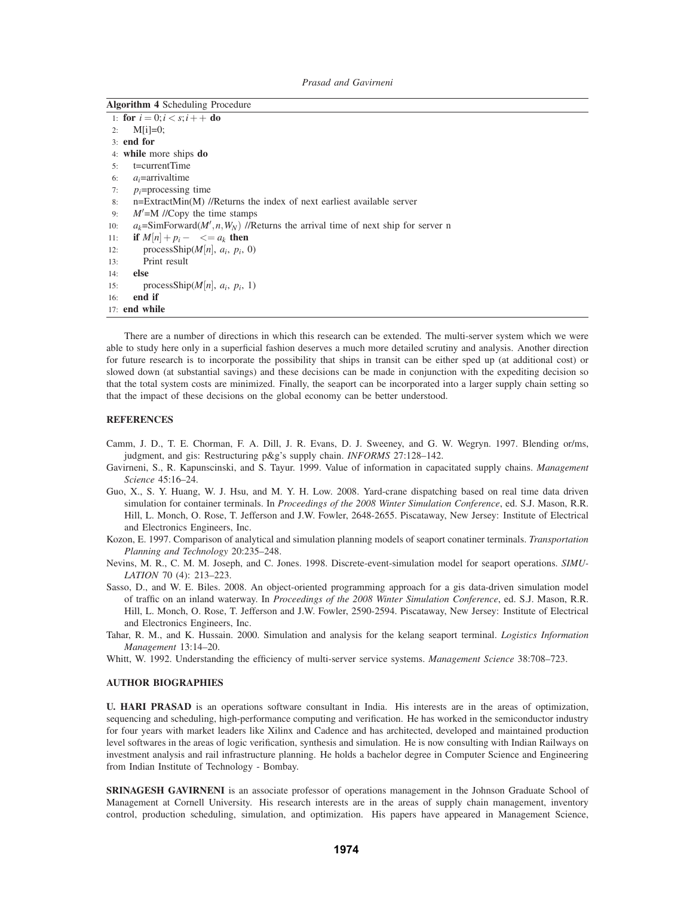**Algorithm 4** Scheduling Procedure

```
1:  for i = 0; i < s; i++ do
2:      M[i]=0;
3:  end for
4:  while more ships do
5:      t=currentTime
6:      a_i=arrivaltime
7:      p_i=processing time
8:      n=ExtractMin(M) //Returns the index of next earliest available server
9:      M'=M //Copy the time stamps
10:     a_k=SimForward(M', n, W_N) //Returns the arrival time of next ship for server n
11:     if M[n] + p_i − <= a_k then
12:         processShip(M[n], a_i, p_i, 0)
13:         Print result
14:     else
15:         processShip(M[n], a_i, p_i, 1)
16:     end if
17: end while
```

There are a number of directions in which this research can be extended. The multi-server system which we were able to study here only in a superficial fashion deserves a much more detailed scrutiny and analysis. Another direction for future research is to incorporate the possibility that ships in transit can be either sped up (at additional cost) or slowed down (at substantial savings) and these decisions can be made in conjunction with the expediting decision so that the total system costs are minimized. Finally, the seaport can be incorporated into a larger supply chain setting so that the impact of these decisions on the global economy can be better understood.

## REFERENCES

Camm, J. D., T. E. Chorman, F. A. Dill, J. R. Evans, D. J. Sweeney, and G. W. Wegryn. 1997. Blending or/ms, judgment, and gis: Restructuring p&g's supply chain. *INFORMS* 27:128–142.

Gavirneni, S., R. Kapunscinski, and S. Tayur. 1999. Value of information in capacitated supply chains. *Management Science* 45:16–24.

Guo, X., S. Y. Huang, W. J. Hsu, and M. Y. H. Low. 2008. Yard-crane dispatching based on real time data driven simulation for container terminals. In *Proceedings of the 2008 Winter Simulation Conference*, ed. S.J. Mason, R.R. Hill, L. Monch, O. Rose, T. Jefferson and J.W. Fowler, 2648-2655. Piscataway, New Jersey: Institute of Electrical and Electronics Engineers, Inc.

Kozon, E. 1997. Comparison of analytical and simulation planning models of seaport conatiner terminals. *Transportation Planning and Technology* 20:235–248.

Nevins, M. R., C. M. M. Joseph, and C. Jones. 1998. Discrete-event-simulation model for seaport operations. *SIMULATION* 70 (4): 213–223.

Sasso, D., and W. E. Biles. 2008. An object-oriented programming approach for a gis data-driven simulation model of traffic on an inland waterway. In *Proceedings of the 2008 Winter Simulation Conference*, ed. S.J. Mason, R.R. Hill, L. Monch, O. Rose, T. Jefferson and J.W. Fowler, 2590-2594. Piscataway, New Jersey: Institute of Electrical and Electronics Engineers, Inc.

Tahar, R. M., and K. Hussain. 2000. Simulation and analysis for the kelang seaport terminal. *Logistics Information Management* 13:14–20.

Whitt, W. 1992. Understanding the efficiency of multi-server service systems. *Management Science* 38:708–723.

## AUTHOR BIOGRAPHIES

**U. HARI PRASAD** is an operations software consultant in India. His interests are in the areas of optimization, sequencing and scheduling, high-performance computing and verification. He has worked in the semiconductor industry for four years with market leaders like Xilinx and Cadence and has architected, developed and maintained production level softwares in the areas of logic verification, synthesis and simulation. He is now consulting with Indian Railways on investment analysis and rail infrastructure planning. He holds a bachelor degree in Computer Science and Engineering from Indian Institute of Technology - Bombay.

**SRINAGESH GAVIRNENI** is an associate professor of operations management in the Johnson Graduate School of Management at Cornell University. His research interests are in the areas of supply chain management, inventory control, production scheduling, simulation, and optimization. His papers have appeared in Management Science,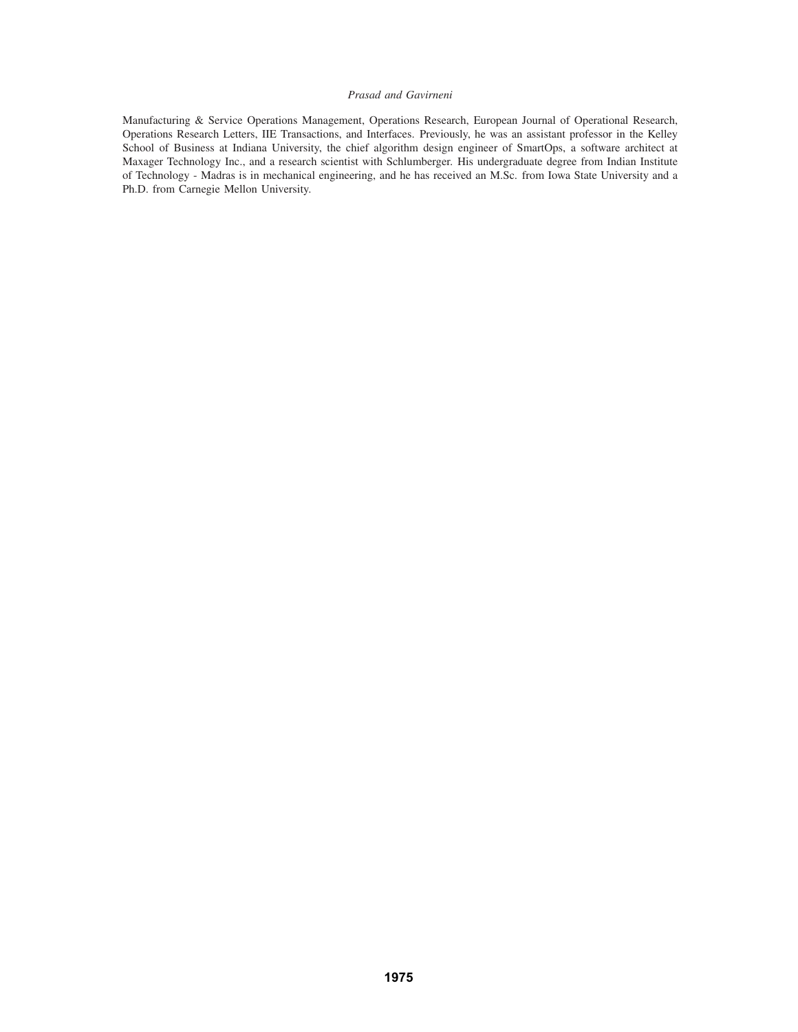Manufacturing & Service Operations Management, Operations Research, European Journal of Operational Research, Operations Research Letters, IIE Transactions, and Interfaces. Previously, he was an assistant professor in the Kelley School of Business at Indiana University, the chief algorithm design engineer of SmartOps, a software architect at Maxager Technology Inc., and a research scientist with Schlumberger. His undergraduate degree from Indian Institute of Technology - Madras is in mechanical engineering, and he has received an M.Sc. from Iowa State University and a Ph.D. from Carnegie Mellon University.